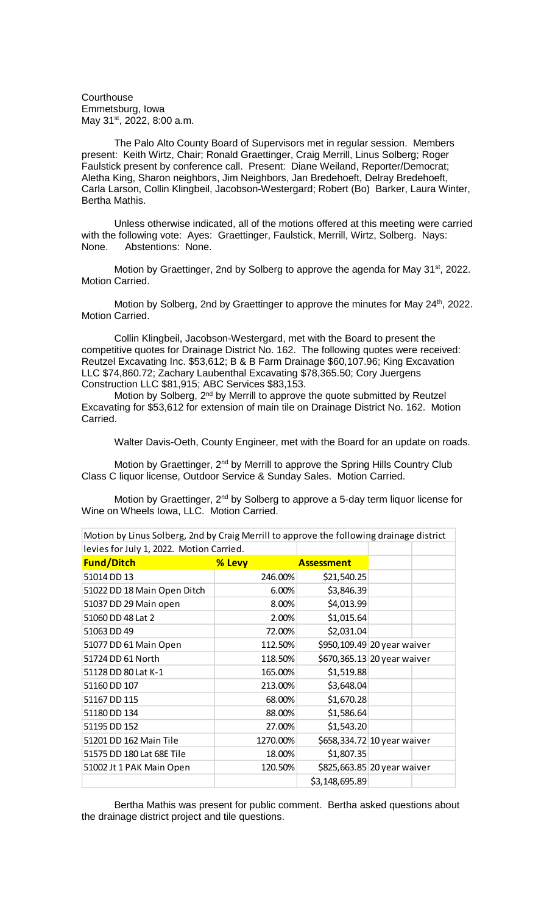Courthouse
Emmetsburg, Iowa
May 31st, 2022, 8:00 a.m.

The Palo Alto County Board of Supervisors met in regular session. Members present: Keith Wirtz, Chair; Ronald Graettinger, Craig Merrill, Linus Solberg; Roger Faulstick present by conference call. Present: Diane Weiland, Reporter/Democrat; Aletha King, Sharon neighbors, Jim Neighbors, Jan Bredehoeft, Delray Bredehoeft, Carla Larson, Collin Klingbeil, Jacobson-Westergard; Robert (Bo) Barker, Laura Winter, Bertha Mathis.

Unless otherwise indicated, all of the motions offered at this meeting were carried with the following vote: Ayes: Graettinger, Faulstick, Merrill, Wirtz, Solberg. Nays: None. Abstentions: None.

Motion by Graettinger, 2nd by Solberg to approve the agenda for May 31st, 2022. Motion Carried.

Motion by Solberg, 2nd by Graettinger to approve the minutes for May 24th, 2022. Motion Carried.

Collin Klingbeil, Jacobson-Westergard, met with the Board to present the competitive quotes for Drainage District No. 162. The following quotes were received: Reutzel Excavating Inc. $53,612; B & B Farm Drainage $60,107.96; King Excavation LLC $74,860.72; Zachary Laubenthal Excavating $78,365.50; Cory Juergens Construction LLC $81,915; ABC Services $83,153.

Motion by Solberg, 2nd by Merrill to approve the quote submitted by Reutzel Excavating for $53,612 for extension of main tile on Drainage District No. 162. Motion Carried.

Walter Davis-Oeth, County Engineer, met with the Board for an update on roads.

Motion by Graettinger, 2nd by Merrill to approve the Spring Hills Country Club Class C liquor license, Outdoor Service & Sunday Sales. Motion Carried.

Motion by Graettinger, 2nd by Solberg to approve a 5-day term liquor license for Wine on Wheels Iowa, LLC. Motion Carried.

Motion by Linus Solberg, 2nd by Craig Merrill to approve the following drainage district levies for July 1, 2022. Motion Carried.

| Fund/Ditch | % Levy | Assessment | |
|---|---|---|---|
| 51014 DD 13 | 246.00% | $21,540.25 | |
| 51022 DD 18 Main Open Ditch | 6.00% | $3,846.39 | |
| 51037 DD 29 Main open | 8.00% | $4,013.99 | |
| 51060 DD 48 Lat 2 | 2.00% | $1,015.64 | |
| 51063 DD 49 | 72.00% | $2,031.04 | |
| 51077 DD 61 Main Open | 112.50% | $950,109.49 | 20 year waiver |
| 51724 DD 61 North | 118.50% | $670,365.13 | 20 year waiver |
| 51128 DD 80 Lat K-1 | 165.00% | $1,519.88 | |
| 51160 DD 107 | 213.00% | $3,648.04 | |
| 51167 DD 115 | 68.00% | $1,670.28 | |
| 51180 DD 134 | 88.00% | $1,586.64 | |
| 51195 DD 152 | 27.00% | $1,543.20 | |
| 51201 DD 162 Main Tile | 1270.00% | $658,334.72 | 10 year waiver |
| 51575 DD 180 Lat 68E Tile | 18.00% | $1,807.35 | |
| 51002 Jt 1 PAK Main Open | 120.50% | $825,663.85 | 20 year waiver |
| | | $3,148,695.89 | |

Bertha Mathis was present for public comment. Bertha asked questions about the drainage district project and tile questions.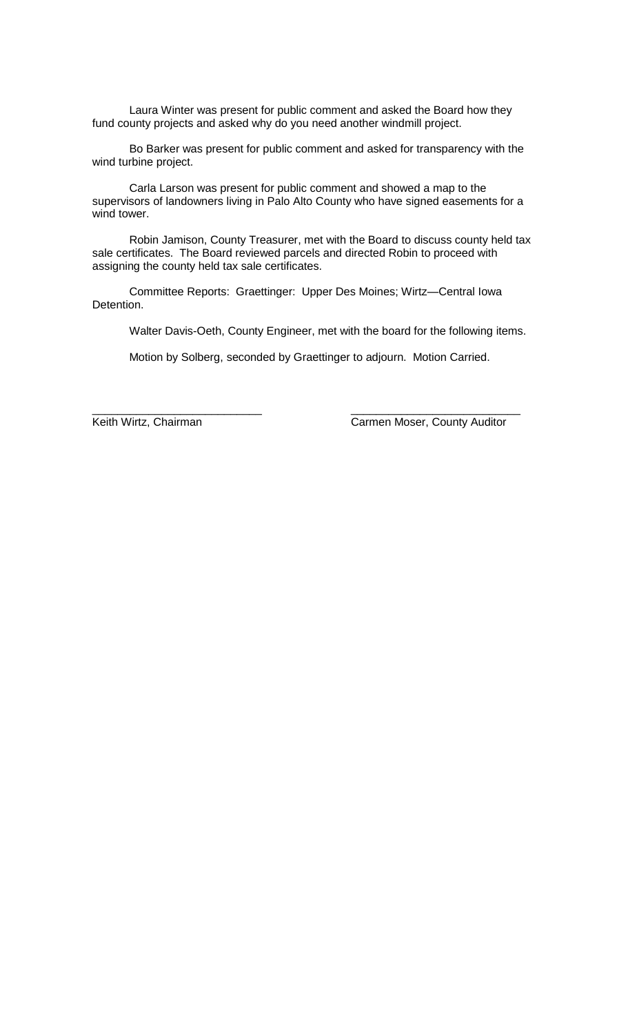Laura Winter was present for public comment and asked the Board how they fund county projects and asked why do you need another windmill project.

Bo Barker was present for public comment and asked for transparency with the wind turbine project.

Carla Larson was present for public comment and showed a map to the supervisors of landowners living in Palo Alto County who have signed easements for a wind tower.

Robin Jamison, County Treasurer, met with the Board to discuss county held tax sale certificates. The Board reviewed parcels and directed Robin to proceed with assigning the county held tax sale certificates.

Committee Reports: Graettinger: Upper Des Moines; Wirtz—Central Iowa Detention.

Walter Davis-Oeth, County Engineer, met with the board for the following items.

Motion by Solberg, seconded by Graettinger to adjourn. Motion Carried.

\_\_\_\_\_\_\_\_\_\_\_\_\_\_\_\_\_\_\_\_\_\_\_\_\_\_\_ \_\_\_\_\_\_\_\_\_\_\_\_\_\_\_\_\_\_\_\_\_\_\_\_\_\_\_

Keith Wirtz, Chairman

Carmen Moser, County Auditor